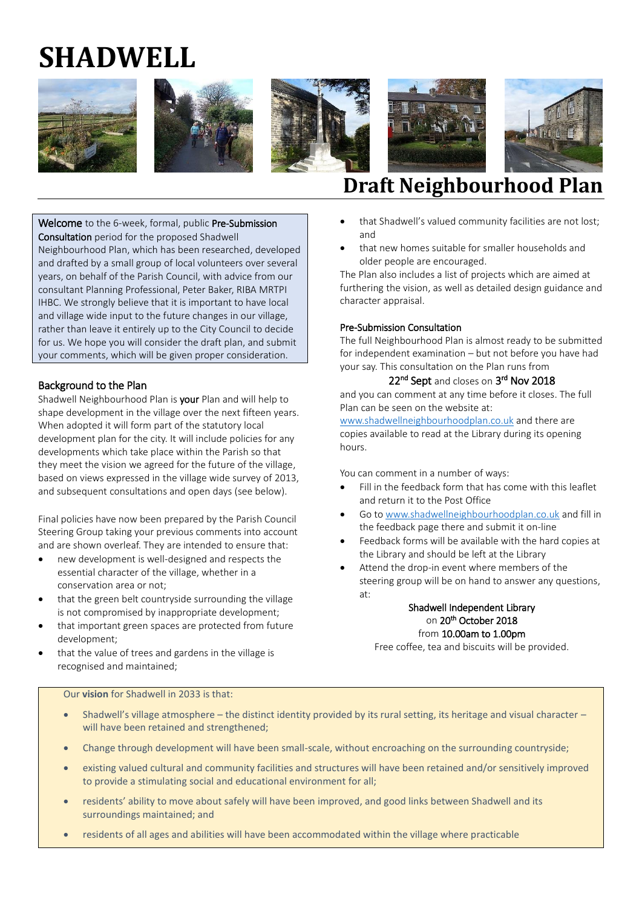# SHADWELL

# Draft Neighbourhood Plan

**Welcome** to the 6-week, formal, public **Pre-Submission Consultation** period for the proposed Shadwell Neighbourhood Plan, which has been researched, developed and drafted by a small group of local volunteers over several years, on behalf of the Parish Council, with advice from our consultant Planning Professional, Peter Baker, RIBA MRTPI IHBC. We strongly believe that it is important to have local and village wide input to the future changes in our village, rather than leave it entirely up to the City Council to decide for us. We hope you will consider the draft plan, and submit your comments, which will be given proper consideration.

## Background to the Plan

Shadwell Neighbourhood Plan is **your** Plan and will help to shape development in the village over the next fifteen years. When adopted it will form part of the statutory local development plan for the city. It will include policies for any developments which take place within the Parish so that they meet the vision we agreed for the future of the village, based on views expressed in the village wide survey of 2013, and subsequent consultations and open days (see below).

Final policies have now been prepared by the Parish Council Steering Group taking your previous comments into account and are shown overleaf. They are intended to ensure that:

- new development is well-designed and respects the essential character of the village, whether in a conservation area or not;
- that the green belt countryside surrounding the village is not compromised by inappropriate development;
- that important green spaces are protected from future development;
- that the value of trees and gardens in the village is recognised and maintained;
- that Shadwell's valued community facilities are not lost; and
- that new homes suitable for smaller households and older people are encouraged.

The Plan also includes a list of projects which are aimed at furthering the vision, as well as detailed design guidance and character appraisal.

## Pre-Submission Consultation

The full Neighbourhood Plan is almost ready to be submitted for independent examination – but not before you have had your say. This consultation on the Plan runs from

**22nd Sept** and closes on **3rd Nov 2018**

and you can comment at any time before it closes. The full Plan can be seen on the website at: www.shadwellneighbourhoodplan.co.uk and there are copies available to read at the Library during its opening hours.

You can comment in a number of ways:

- Fill in the feedback form that has come with this leaflet and return it to the Post Office
- Go to www.shadwellneighbourhoodplan.co.uk and fill in the feedback page there and submit it on-line
- Feedback forms will be available with the hard copies at the Library and should be left at the Library
- Attend the drop-in event where members of the steering group will be on hand to answer any questions, at:

**Shadwell Independent Library**
on **20th October 2018**
from **10.00am to 1.00pm**
Free coffee, tea and biscuits will be provided.

Our **vision** for Shadwell in 2033 is that:

- Shadwell's village atmosphere – the distinct identity provided by its rural setting, its heritage and visual character – will have been retained and strengthened;
- Change through development will have been small-scale, without encroaching on the surrounding countryside;
- existing valued cultural and community facilities and structures will have been retained and/or sensitively improved to provide a stimulating social and educational environment for all;
- residents' ability to move about safely will have been improved, and good links between Shadwell and its surroundings maintained; and
- residents of all ages and abilities will have been accommodated within the village where practicable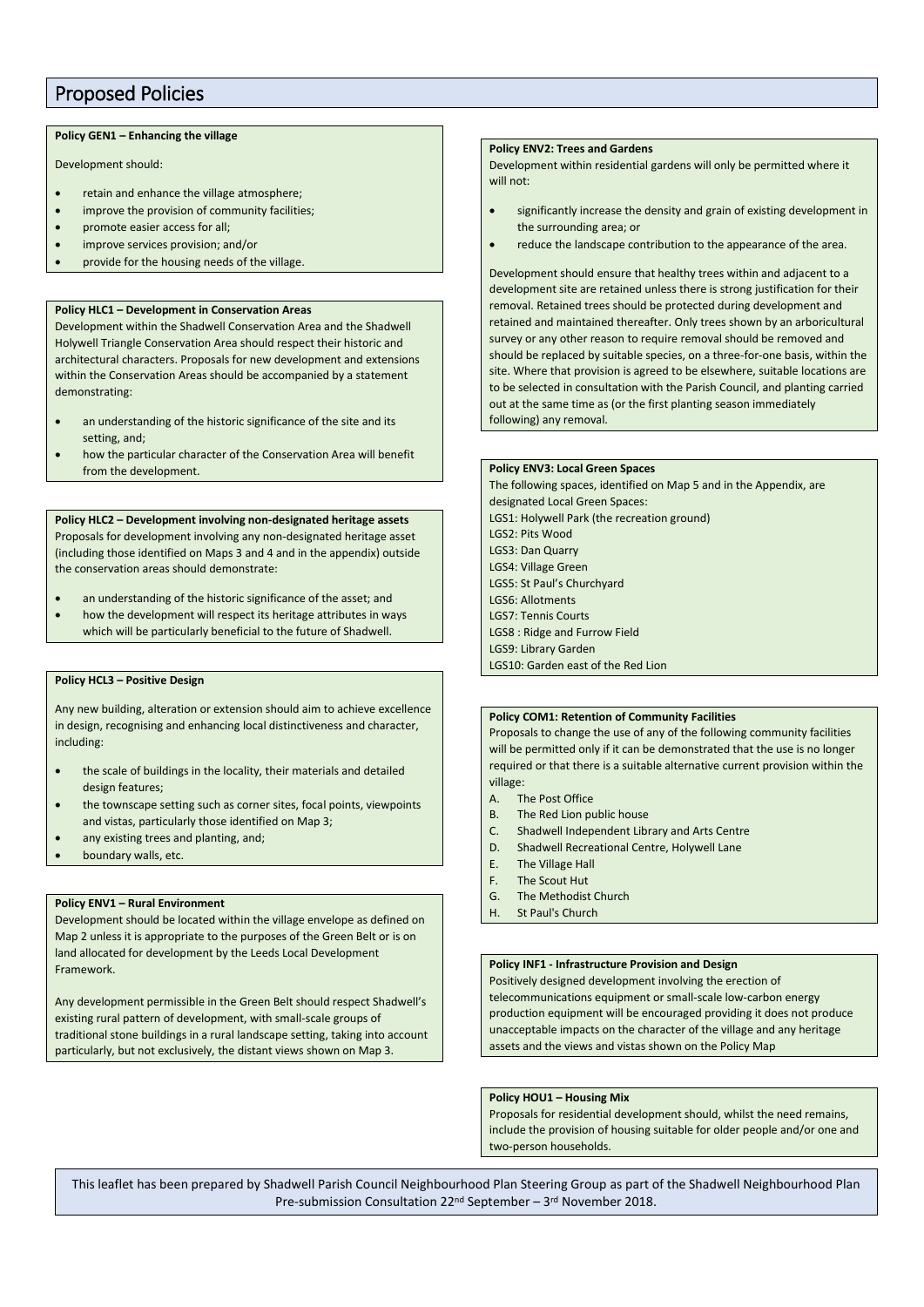# Proposed Policies

**Policy GEN1 – Enhancing the village**

Development should:

- retain and enhance the village atmosphere;
- improve the provision of community facilities;
- promote easier access for all;
- improve services provision; and/or
- provide for the housing needs of the village.

**Policy HLC1 – Development in Conservation Areas**

Development within the Shadwell Conservation Area and the Shadwell Holywell Triangle Conservation Area should respect their historic and architectural characters. Proposals for new development and extensions within the Conservation Areas should be accompanied by a statement demonstrating:

- an understanding of the historic significance of the site and its setting, and;
- how the particular character of the Conservation Area will benefit from the development.

**Policy HLC2 – Development involving non-designated heritage assets**

Proposals for development involving any non-designated heritage asset (including those identified on Maps 3 and 4 and in the appendix) outside the conservation areas should demonstrate:

- an understanding of the historic significance of the asset; and
- how the development will respect its heritage attributes in ways which will be particularly beneficial to the future of Shadwell.

**Policy HCL3 – Positive Design**

Any new building, alteration or extension should aim to achieve excellence in design, recognising and enhancing local distinctiveness and character, including:

- the scale of buildings in the locality, their materials and detailed design features;
- the townscape setting such as corner sites, focal points, viewpoints and vistas, particularly those identified on Map 3;
- any existing trees and planting, and;
- boundary walls, etc.

**Policy ENV1 – Rural Environment**

Development should be located within the village envelope as defined on Map 2 unless it is appropriate to the purposes of the Green Belt or is on land allocated for development by the Leeds Local Development Framework.

Any development permissible in the Green Belt should respect Shadwell's existing rural pattern of development, with small-scale groups of traditional stone buildings in a rural landscape setting, taking into account particularly, but not exclusively, the distant views shown on Map 3.

**Policy ENV2: Trees and Gardens**

Development within residential gardens will only be permitted where it will not:

- significantly increase the density and grain of existing development in the surrounding area; or
- reduce the landscape contribution to the appearance of the area.

Development should ensure that healthy trees within and adjacent to a development site are retained unless there is strong justification for their removal. Retained trees should be protected during development and retained and maintained thereafter. Only trees shown by an arboricultural survey or any other reason to require removal should be removed and should be replaced by suitable species, on a three-for-one basis, within the site. Where that provision is agreed to be elsewhere, suitable locations are to be selected in consultation with the Parish Council, and planting carried out at the same time as (or the first planting season immediately following) any removal.

**Policy ENV3: Local Green Spaces**

The following spaces, identified on Map 5 and in the Appendix, are designated Local Green Spaces:

LGS1: Holywell Park (the recreation ground)
LGS2: Pits Wood
LGS3: Dan Quarry
LGS4: Village Green
LGS5: St Paul's Churchyard
LGS6: Allotments
LGS7: Tennis Courts
LGS8 : Ridge and Furrow Field
LGS9: Library Garden
LGS10: Garden east of the Red Lion

**Policy COM1: Retention of Community Facilities**

Proposals to change the use of any of the following community facilities will be permitted only if it can be demonstrated that the use is no longer required or that there is a suitable alternative current provision within the village:

A. The Post Office
B. The Red Lion public house
C. Shadwell Independent Library and Arts Centre
D. Shadwell Recreational Centre, Holywell Lane
E. The Village Hall
F. The Scout Hut
G. The Methodist Church
H. St Paul's Church

**Policy INF1 - Infrastructure Provision and Design**

Positively designed development involving the erection of telecommunications equipment or small-scale low-carbon energy production equipment will be encouraged providing it does not produce unacceptable impacts on the character of the village and any heritage assets and the views and vistas shown on the Policy Map

**Policy HOU1 – Housing Mix**

Proposals for residential development should, whilst the need remains, include the provision of housing suitable for older people and/or one and two-person households.

This leaflet has been prepared by Shadwell Parish Council Neighbourhood Plan Steering Group as part of the Shadwell Neighbourhood Plan Pre-submission Consultation 22nd September – 3rd November 2018.